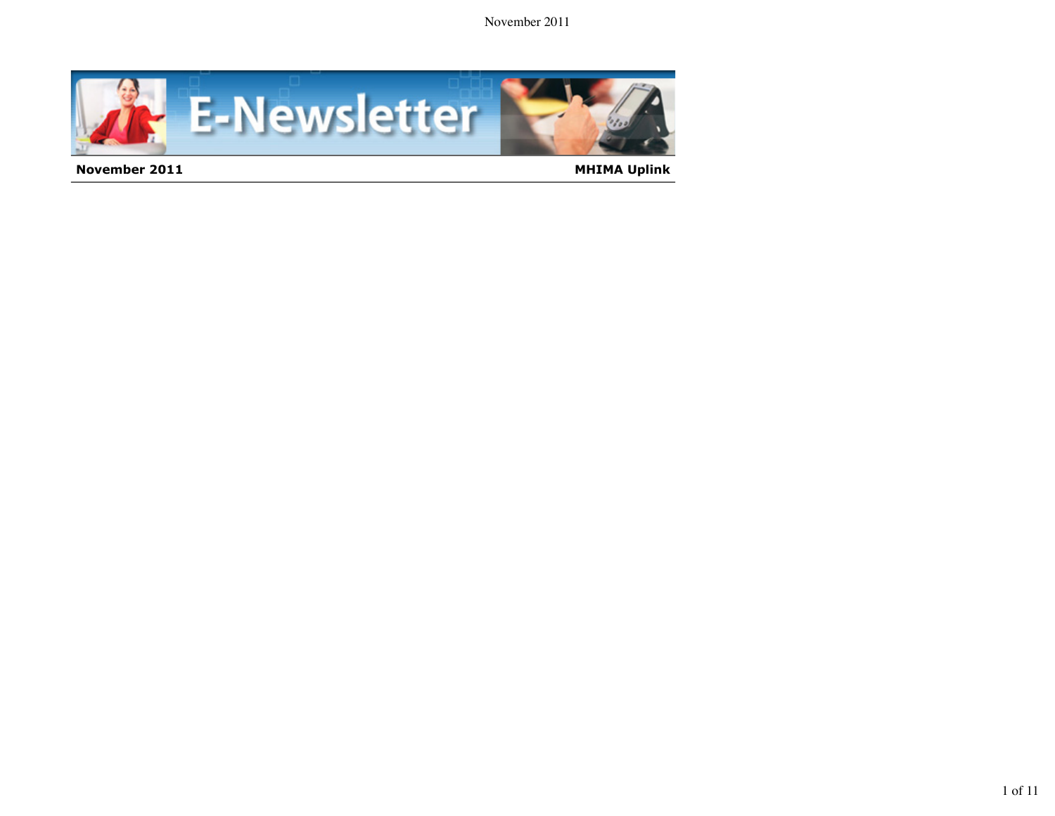# E-Newsletter

**November 2011** **MHIMA Uplink**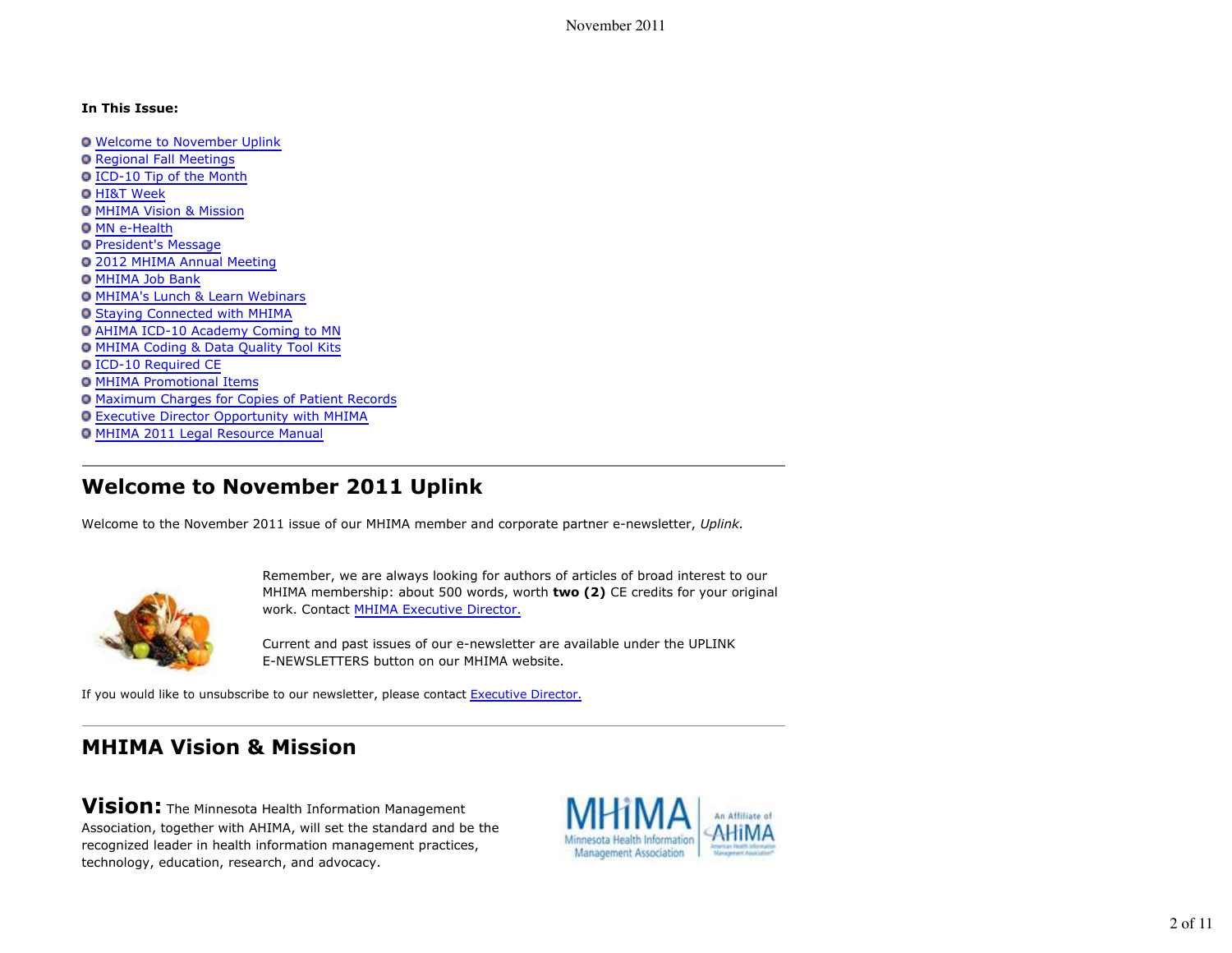**In This Issue:**

- Welcome to November Uplink
- Regional Fall Meetings
- ICD-10 Tip of the Month
- HI&T Week
- MHIMA Vision & Mission
- MN e-Health
- President's Message
- 2012 MHIMA Annual Meeting
- MHIMA Job Bank
- MHIMA's Lunch & Learn Webinars
- Staying Connected with MHIMA
- AHIMA ICD-10 Academy Coming to MN
- MHIMA Coding & Data Quality Tool Kits
- ICD-10 Required CE
- MHIMA Promotional Items
- Maximum Charges for Copies of Patient Records
- Executive Director Opportunity with MHIMA
- MHIMA 2011 Legal Resource Manual

## Welcome to November 2011 Uplink

Welcome to the November 2011 issue of our MHIMA member and corporate partner e-newsletter, *Uplink.*

Remember, we are always looking for authors of articles of broad interest to our MHIMA membership: about 500 words, worth **two (2)** CE credits for your original work. Contact MHIMA Executive Director.

Current and past issues of our e-newsletter are available under the UPLINK E-NEWSLETTERS button on our MHIMA website.

If you would like to unsubscribe to our newsletter, please contact Executive Director.

## MHIMA Vision & Mission

**Vision:** The Minnesota Health Information Management Association, together with AHIMA, will set the standard and be the recognized leader in health information management practices, technology, education, research, and advocacy.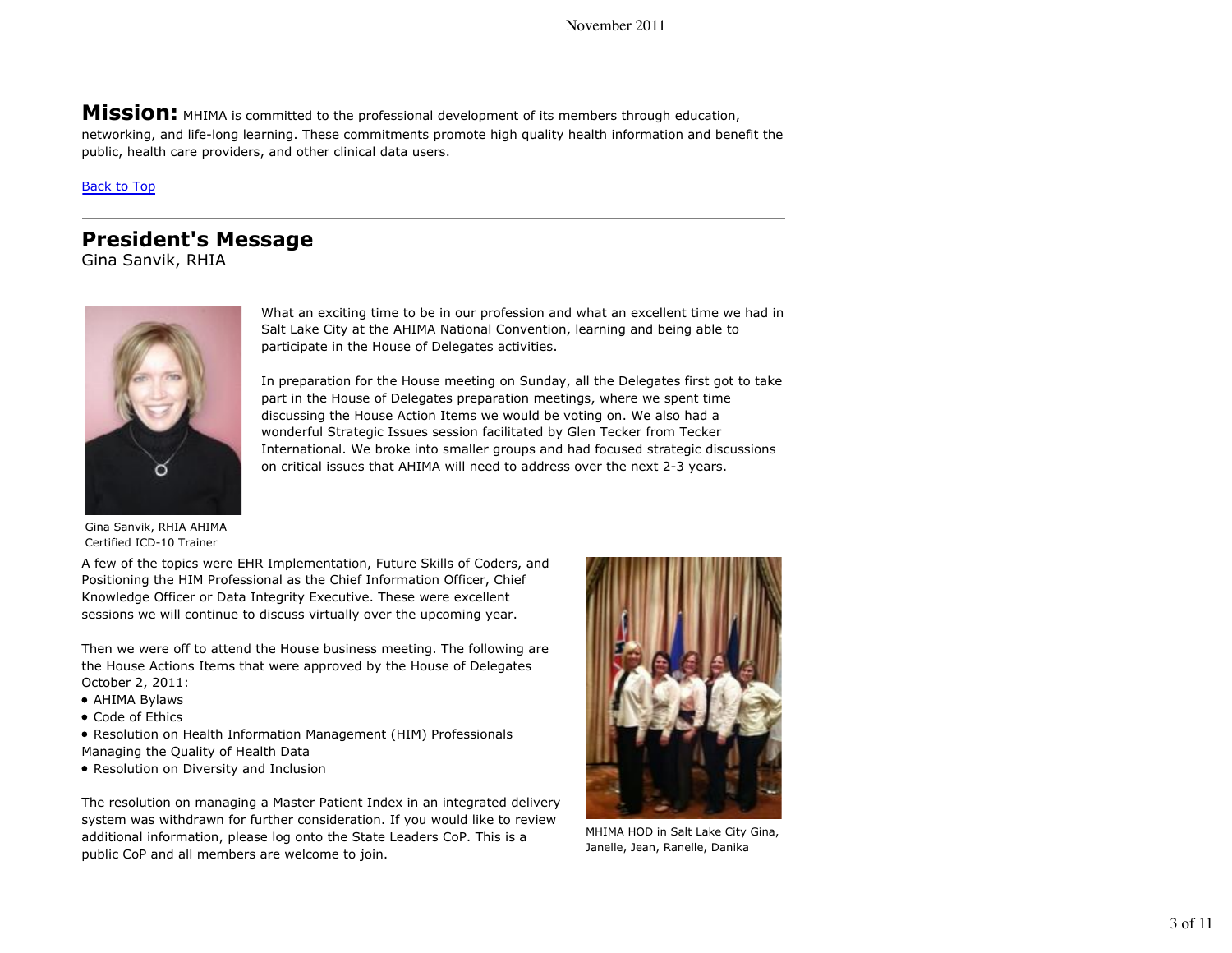**Mission:** MHIMA is committed to the professional development of its members through education, networking, and life-long learning. These commitments promote high quality health information and benefit the public, health care providers, and other clinical data users.

Back to Top

---

## President's Message

Gina Sanvik, RHIA

What an exciting time to be in our profession and what an excellent time we had in Salt Lake City at the AHIMA National Convention, learning and being able to participate in the House of Delegates activities.

In preparation for the House meeting on Sunday, all the Delegates first got to take part in the House of Delegates preparation meetings, where we spent time discussing the House Action Items we would be voting on. We also had a wonderful Strategic Issues session facilitated by Glen Tecker from Tecker International. We broke into smaller groups and had focused strategic discussions on critical issues that AHIMA will need to address over the next 2-3 years.

Gina Sanvik, RHIA AHIMA Certified ICD-10 Trainer

A few of the topics were EHR Implementation, Future Skills of Coders, and Positioning the HIM Professional as the Chief Information Officer, Chief Knowledge Officer or Data Integrity Executive. These were excellent sessions we will continue to discuss virtually over the upcoming year.

Then we were off to attend the House business meeting. The following are the House Actions Items that were approved by the House of Delegates October 2, 2011:

- AHIMA Bylaws
- Code of Ethics
- Resolution on Health Information Management (HIM) Professionals Managing the Quality of Health Data
- Resolution on Diversity and Inclusion

The resolution on managing a Master Patient Index in an integrated delivery system was withdrawn for further consideration. If you would like to review additional information, please log onto the State Leaders CoP. This is a public CoP and all members are welcome to join.

MHIMA HOD in Salt Lake City Gina, Janelle, Jean, Ranelle, Danika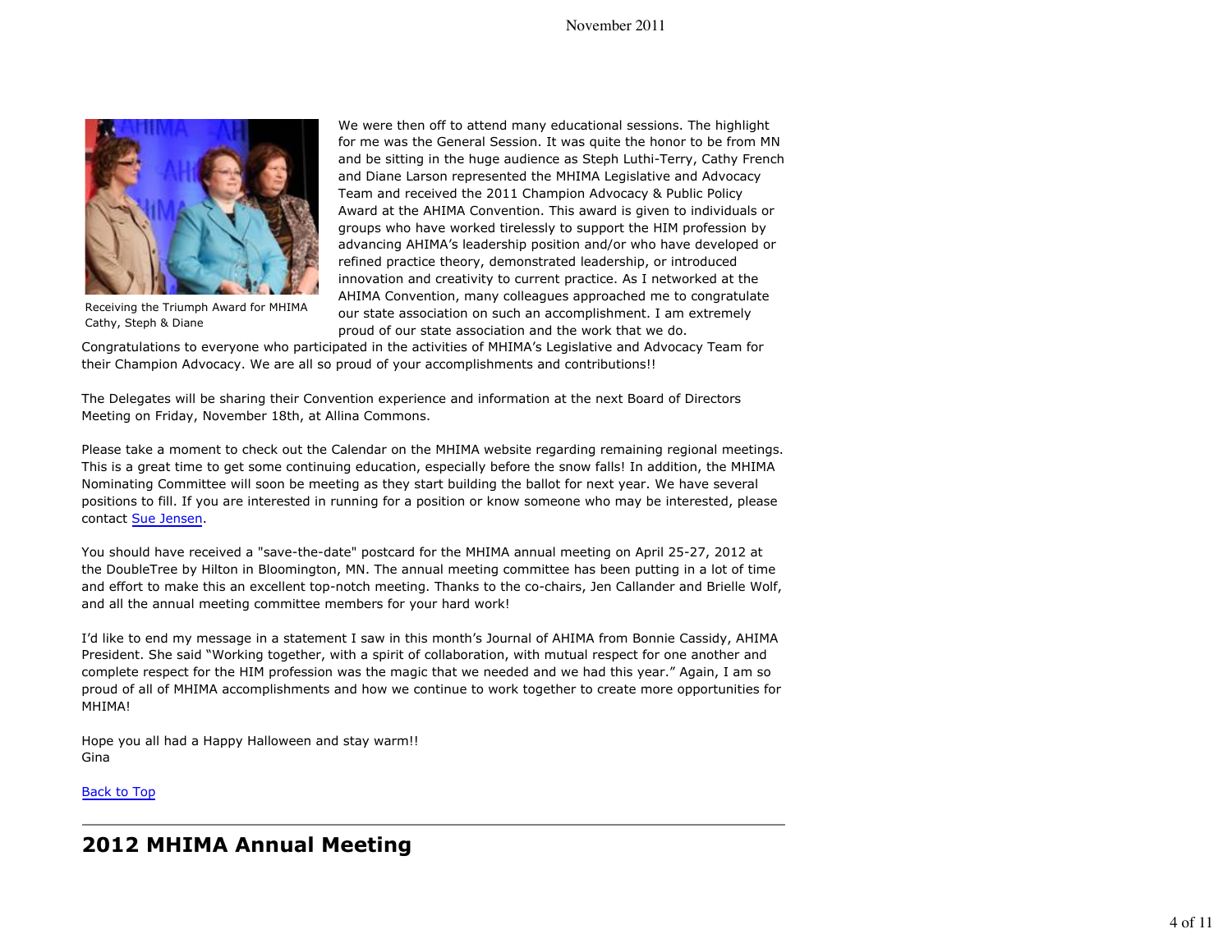Receiving the Triumph Award for MHIMA Cathy, Steph & Diane

We were then off to attend many educational sessions. The highlight for me was the General Session. It was quite the honor to be from MN and be sitting in the huge audience as Steph Luthi-Terry, Cathy French and Diane Larson represented the MHIMA Legislative and Advocacy Team and received the 2011 Champion Advocacy & Public Policy Award at the AHIMA Convention. This award is given to individuals or groups who have worked tirelessly to support the HIM profession by advancing AHIMA's leadership position and/or who have developed or refined practice theory, demonstrated leadership, or introduced innovation and creativity to current practice. As I networked at the AHIMA Convention, many colleagues approached me to congratulate our state association on such an accomplishment. I am extremely proud of our state association and the work that we do.

Congratulations to everyone who participated in the activities of MHIMA's Legislative and Advocacy Team for their Champion Advocacy. We are all so proud of your accomplishments and contributions!!

The Delegates will be sharing their Convention experience and information at the next Board of Directors Meeting on Friday, November 18th, at Allina Commons.

Please take a moment to check out the Calendar on the MHIMA website regarding remaining regional meetings. This is a great time to get some continuing education, especially before the snow falls! In addition, the MHIMA Nominating Committee will soon be meeting as they start building the ballot for next year. We have several positions to fill. If you are interested in running for a position or know someone who may be interested, please contact Sue Jensen.

You should have received a "save-the-date" postcard for the MHIMA annual meeting on April 25-27, 2012 at the DoubleTree by Hilton in Bloomington, MN. The annual meeting committee has been putting in a lot of time and effort to make this an excellent top-notch meeting. Thanks to the co-chairs, Jen Callander and Brielle Wolf, and all the annual meeting committee members for your hard work!

I'd like to end my message in a statement I saw in this month's Journal of AHIMA from Bonnie Cassidy, AHIMA President. She said "Working together, with a spirit of collaboration, with mutual respect for one another and complete respect for the HIM profession was the magic that we needed and we had this year." Again, I am so proud of all of MHIMA accomplishments and how we continue to work together to create more opportunities for MHIMA!

Hope you all had a Happy Halloween and stay warm!!
Gina

Back to Top

## 2012 MHIMA Annual Meeting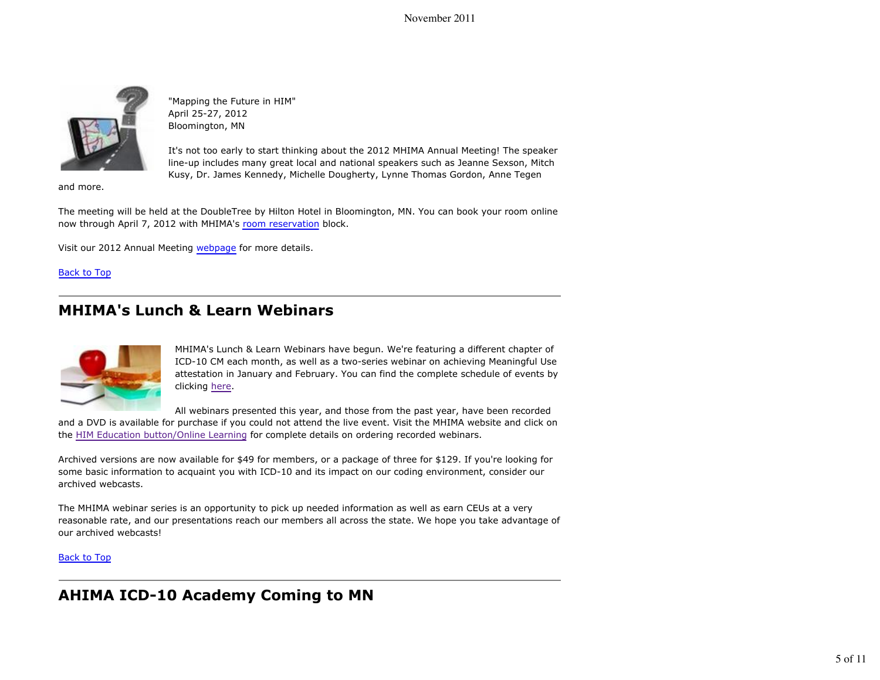"Mapping the Future in HIM"
April 25-27, 2012
Bloomington, MN

It's not too early to start thinking about the 2012 MHIMA Annual Meeting! The speaker line-up includes many great local and national speakers such as Jeanne Sexson, Mitch Kusy, Dr. James Kennedy, Michelle Dougherty, Lynne Thomas Gordon, Anne Tegen and more.

The meeting will be held at the DoubleTree by Hilton Hotel in Bloomington, MN. You can book your room online now through April 7, 2012 with MHIMA's room reservation block.

Visit our 2012 Annual Meeting webpage for more details.

Back to Top

## MHIMA's Lunch & Learn Webinars

MHIMA's Lunch & Learn Webinars have begun. We're featuring a different chapter of ICD-10 CM each month, as well as a two-series webinar on achieving Meaningful Use attestation in January and February. You can find the complete schedule of events by clicking here.

All webinars presented this year, and those from the past year, have been recorded and a DVD is available for purchase if you could not attend the live event. Visit the MHIMA website and click on the HIM Education button/Online Learning for complete details on ordering recorded webinars.

Archived versions are now available for $49 for members, or a package of three for $129. If you're looking for some basic information to acquaint you with ICD-10 and its impact on our coding environment, consider our archived webcasts.

The MHIMA webinar series is an opportunity to pick up needed information as well as earn CEUs at a very reasonable rate, and our presentations reach our members all across the state. We hope you take advantage of our archived webcasts!

Back to Top

## AHIMA ICD-10 Academy Coming to MN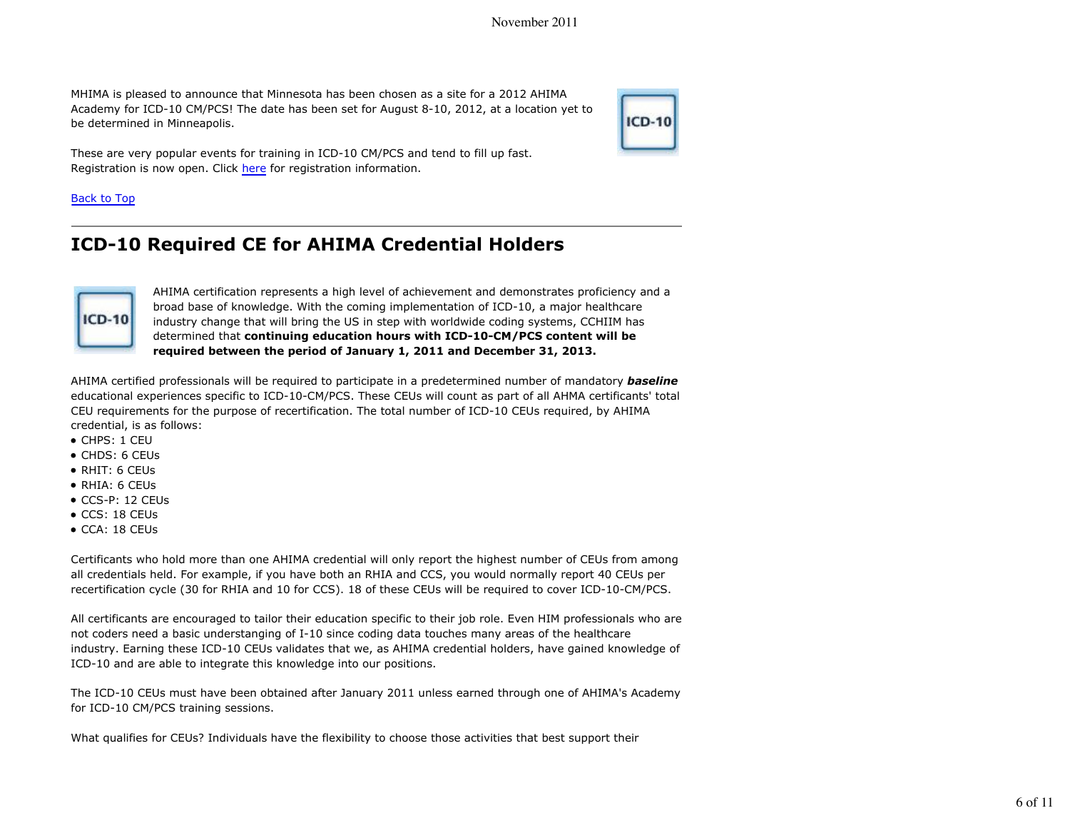MHIMA is pleased to announce that Minnesota has been chosen as a site for a 2012 AHIMA Academy for ICD-10 CM/PCS! The date has been set for August 8-10, 2012, at a location yet to be determined in Minneapolis.

These are very popular events for training in ICD-10 CM/PCS and tend to fill up fast. Registration is now open. Click here for registration information.

Back to Top

---

## ICD-10 Required CE for AHIMA Credential Holders

AHIMA certification represents a high level of achievement and demonstrates proficiency and a broad base of knowledge. With the coming implementation of ICD-10, a major healthcare industry change that will bring the US in step with worldwide coding systems, CCHIIM has determined that **continuing education hours with ICD-10-CM/PCS content will be required between the period of January 1, 2011 and December 31, 2013.**

AHIMA certified professionals will be required to participate in a predetermined number of mandatory ***baseline*** educational experiences specific to ICD-10-CM/PCS. These CEUs will count as part of all AHMA certificants' total CEU requirements for the purpose of recertification. The total number of ICD-10 CEUs required, by AHIMA credential, is as follows:

- CHPS: 1 CEU
- CHDS: 6 CEUs
- RHIT: 6 CEUs
- RHIA: 6 CEUs
- CCS-P: 12 CEUs
- CCS: 18 CEUs
- CCA: 18 CEUs

Certificants who hold more than one AHIMA credential will only report the highest number of CEUs from among all credentials held. For example, if you have both an RHIA and CCS, you would normally report 40 CEUs per recertification cycle (30 for RHIA and 10 for CCS). 18 of these CEUs will be required to cover ICD-10-CM/PCS.

All certificants are encouraged to tailor their education specific to their job role. Even HIM professionals who are not coders need a basic understanging of I-10 since coding data touches many areas of the healthcare industry. Earning these ICD-10 CEUs validates that we, as AHIMA credential holders, have gained knowledge of ICD-10 and are able to integrate this knowledge into our positions.

The ICD-10 CEUs must have been obtained after January 2011 unless earned through one of AHIMA's Academy for ICD-10 CM/PCS training sessions.

What qualifies for CEUs? Individuals have the flexibility to choose those activities that best support their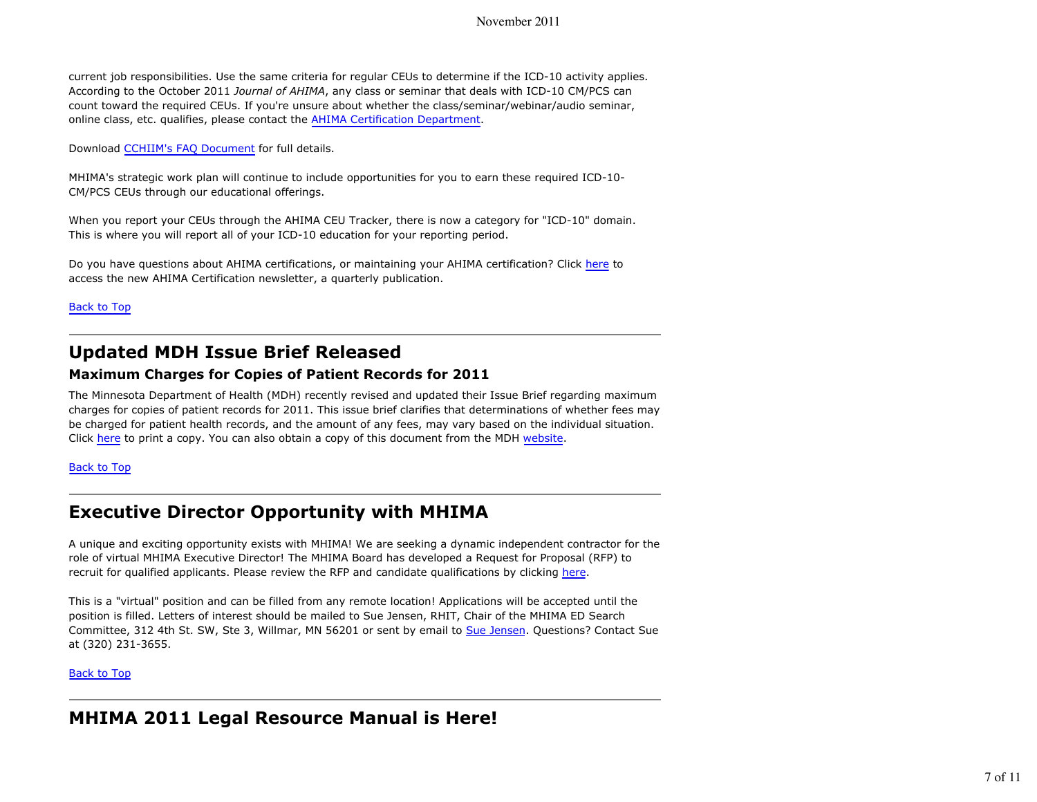current job responsibilities. Use the same criteria for regular CEUs to determine if the ICD-10 activity applies. According to the October 2011 *Journal of AHIMA*, any class or seminar that deals with ICD-10 CM/PCS can count toward the required CEUs. If you're unsure about whether the class/seminar/webinar/audio seminar, online class, etc. qualifies, please contact the AHIMA Certification Department.

Download CCHIIM's FAQ Document for full details.

MHIMA's strategic work plan will continue to include opportunities for you to earn these required ICD-10-CM/PCS CEUs through our educational offerings.

When you report your CEUs through the AHIMA CEU Tracker, there is now a category for "ICD-10" domain. This is where you will report all of your ICD-10 education for your reporting period.

Do you have questions about AHIMA certifications, or maintaining your AHIMA certification? Click here to access the new AHIMA Certification newsletter, a quarterly publication.

Back to Top

## Updated MDH Issue Brief Released

### Maximum Charges for Copies of Patient Records for 2011

The Minnesota Department of Health (MDH) recently revised and updated their Issue Brief regarding maximum charges for copies of patient records for 2011. This issue brief clarifies that determinations of whether fees may be charged for patient health records, and the amount of any fees, may vary based on the individual situation. Click here to print a copy. You can also obtain a copy of this document from the MDH website.

Back to Top

## Executive Director Opportunity with MHIMA

A unique and exciting opportunity exists with MHIMA! We are seeking a dynamic independent contractor for the role of virtual MHIMA Executive Director! The MHIMA Board has developed a Request for Proposal (RFP) to recruit for qualified applicants. Please review the RFP and candidate qualifications by clicking here.

This is a "virtual" position and can be filled from any remote location! Applications will be accepted until the position is filled. Letters of interest should be mailed to Sue Jensen, RHIT, Chair of the MHIMA ED Search Committee, 312 4th St. SW, Ste 3, Willmar, MN 56201 or sent by email to Sue Jensen. Questions? Contact Sue at (320) 231-3655.

Back to Top

## MHIMA 2011 Legal Resource Manual is Here!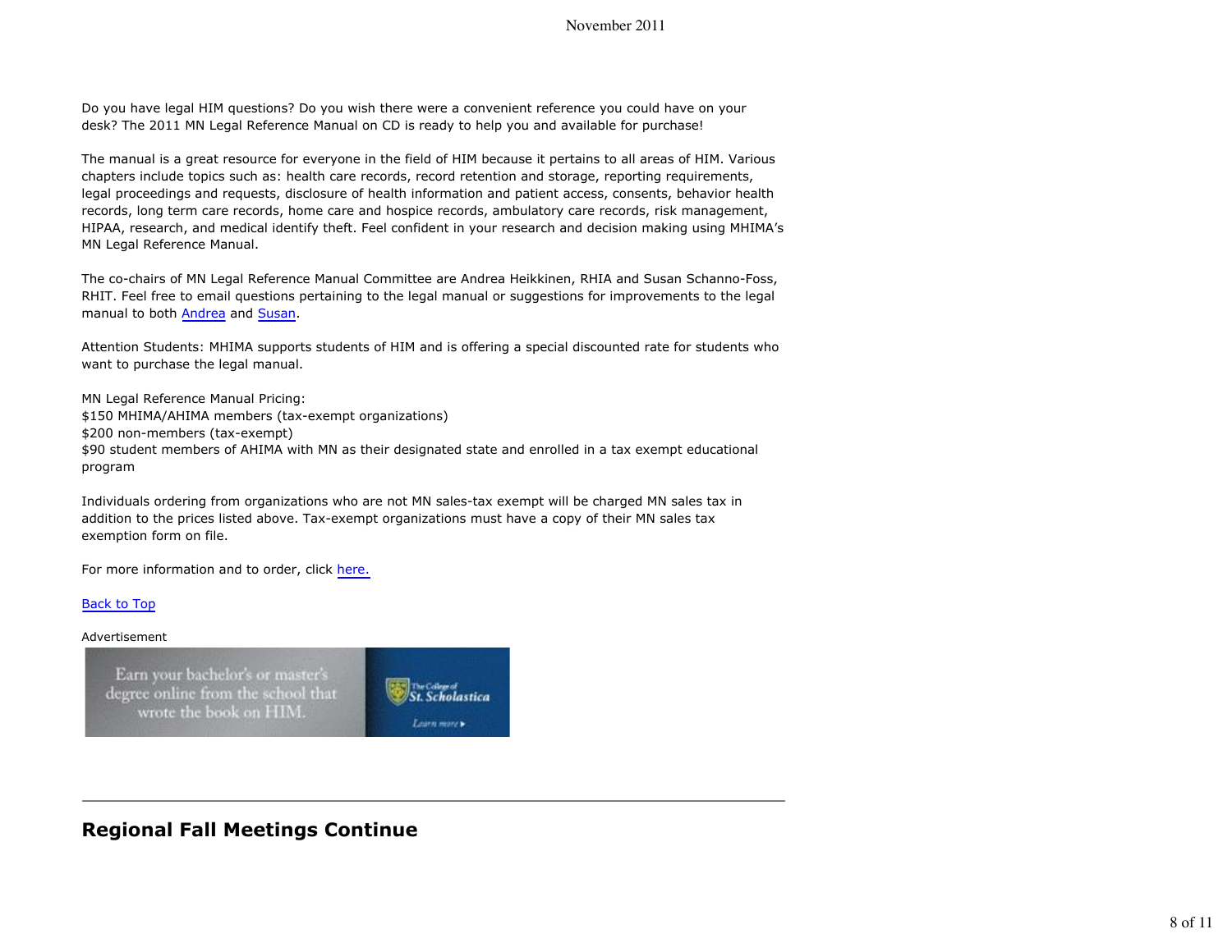Do you have legal HIM questions? Do you wish there were a convenient reference you could have on your desk? The 2011 MN Legal Reference Manual on CD is ready to help you and available for purchase!

The manual is a great resource for everyone in the field of HIM because it pertains to all areas of HIM. Various chapters include topics such as: health care records, record retention and storage, reporting requirements, legal proceedings and requests, disclosure of health information and patient access, consents, behavior health records, long term care records, home care and hospice records, ambulatory care records, risk management, HIPAA, research, and medical identify theft. Feel confident in your research and decision making using MHIMA's MN Legal Reference Manual.

The co-chairs of MN Legal Reference Manual Committee are Andrea Heikkinen, RHIA and Susan Schanno-Foss, RHIT. Feel free to email questions pertaining to the legal manual or suggestions for improvements to the legal manual to both Andrea and Susan.

Attention Students: MHIMA supports students of HIM and is offering a special discounted rate for students who want to purchase the legal manual.

MN Legal Reference Manual Pricing:
$150 MHIMA/AHIMA members (tax-exempt organizations)
$200 non-members (tax-exempt)
$90 student members of AHIMA with MN as their designated state and enrolled in a tax exempt educational program

Individuals ordering from organizations who are not MN sales-tax exempt will be charged MN sales tax in addition to the prices listed above. Tax-exempt organizations must have a copy of their MN sales tax exemption form on file.

For more information and to order, click here.

Back to Top

Advertisement

Earn your bachelor's or master's degree online from the school that wrote the book on HIM.

The College of St. Scholastica

Learn more ▸

---

## Regional Fall Meetings Continue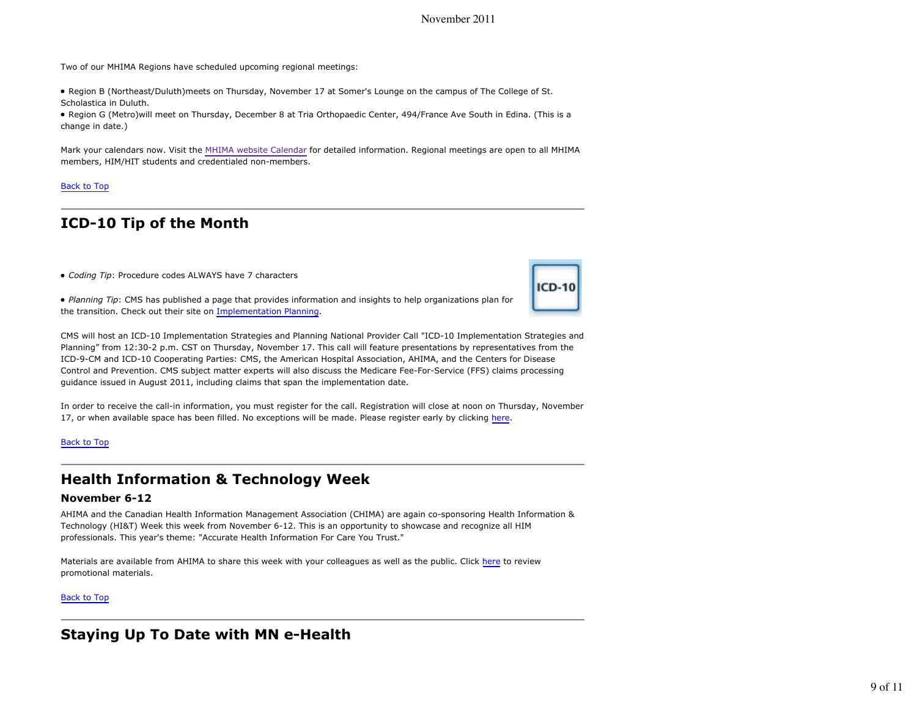Two of our MHIMA Regions have scheduled upcoming regional meetings:

- Region B (Northeast/Duluth)meets on Thursday, November 17 at Somer's Lounge on the campus of The College of St. Scholastica in Duluth.
- Region G (Metro)will meet on Thursday, December 8 at Tria Orthopaedic Center, 494/France Ave South in Edina. (This is a change in date.)

Mark your calendars now. Visit the MHIMA website Calendar for detailed information. Regional meetings are open to all MHIMA members, HIM/HIT students and credentialed non-members.

Back to Top

## ICD-10 Tip of the Month

- *Coding Tip*: Procedure codes ALWAYS have 7 characters
- *Planning Tip*: CMS has published a page that provides information and insights to help organizations plan for the transition. Check out their site on Implementation Planning.

CMS will host an ICD-10 Implementation Strategies and Planning National Provider Call "ICD-10 Implementation Strategies and Planning" from 12:30-2 p.m. CST on Thursday, November 17. This call will feature presentations by representatives from the ICD-9-CM and ICD-10 Cooperating Parties: CMS, the American Hospital Association, AHIMA, and the Centers for Disease Control and Prevention. CMS subject matter experts will also discuss the Medicare Fee-For-Service (FFS) claims processing guidance issued in August 2011, including claims that span the implementation date.

In order to receive the call-in information, you must register for the call. Registration will close at noon on Thursday, November 17, or when available space has been filled. No exceptions will be made. Please register early by clicking here.

Back to Top

## Health Information & Technology Week

### November 6-12

AHIMA and the Canadian Health Information Management Association (CHIMA) are again co-sponsoring Health Information & Technology (HI&T) Week this week from November 6-12. This is an opportunity to showcase and recognize all HIM professionals. This year's theme: "Accurate Health Information For Care You Trust."

Materials are available from AHIMA to share this week with your colleagues as well as the public. Click here to review promotional materials.

Back to Top

## Staying Up To Date with MN e-Health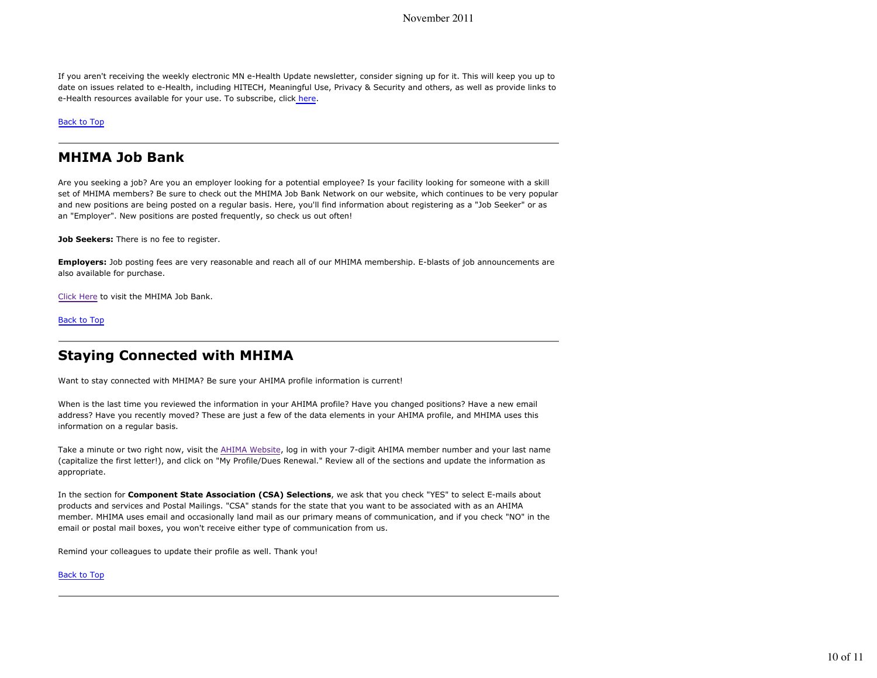If you aren't receiving the weekly electronic MN e-Health Update newsletter, consider signing up for it. This will keep you up to date on issues related to e-Health, including HITECH, Meaningful Use, Privacy & Security and others, as well as provide links to e-Health resources available for your use. To subscribe, click here.

Back to Top

---

## MHIMA Job Bank

Are you seeking a job? Are you an employer looking for a potential employee? Is your facility looking for someone with a skill set of MHIMA members? Be sure to check out the MHIMA Job Bank Network on our website, which continues to be very popular and new positions are being posted on a regular basis. Here, you'll find information about registering as a "Job Seeker" or as an "Employer". New positions are posted frequently, so check us out often!

**Job Seekers:** There is no fee to register.

**Employers:** Job posting fees are very reasonable and reach all of our MHIMA membership. E-blasts of job announcements are also available for purchase.

Click Here to visit the MHIMA Job Bank.

Back to Top

---

## Staying Connected with MHIMA

Want to stay connected with MHIMA? Be sure your AHIMA profile information is current!

When is the last time you reviewed the information in your AHIMA profile? Have you changed positions? Have a new email address? Have you recently moved? These are just a few of the data elements in your AHIMA profile, and MHIMA uses this information on a regular basis.

Take a minute or two right now, visit the AHIMA Website, log in with your 7-digit AHIMA member number and your last name (capitalize the first letter!), and click on "My Profile/Dues Renewal." Review all of the sections and update the information as appropriate.

In the section for **Component State Association (CSA) Selections**, we ask that you check "YES" to select E-mails about products and services and Postal Mailings. "CSA" stands for the state that you want to be associated with as an AHIMA member. MHIMA uses email and occasionally land mail as our primary means of communication, and if you check "NO" in the email or postal mail boxes, you won't receive either type of communication from us.

Remind your colleagues to update their profile as well. Thank you!

Back to Top

---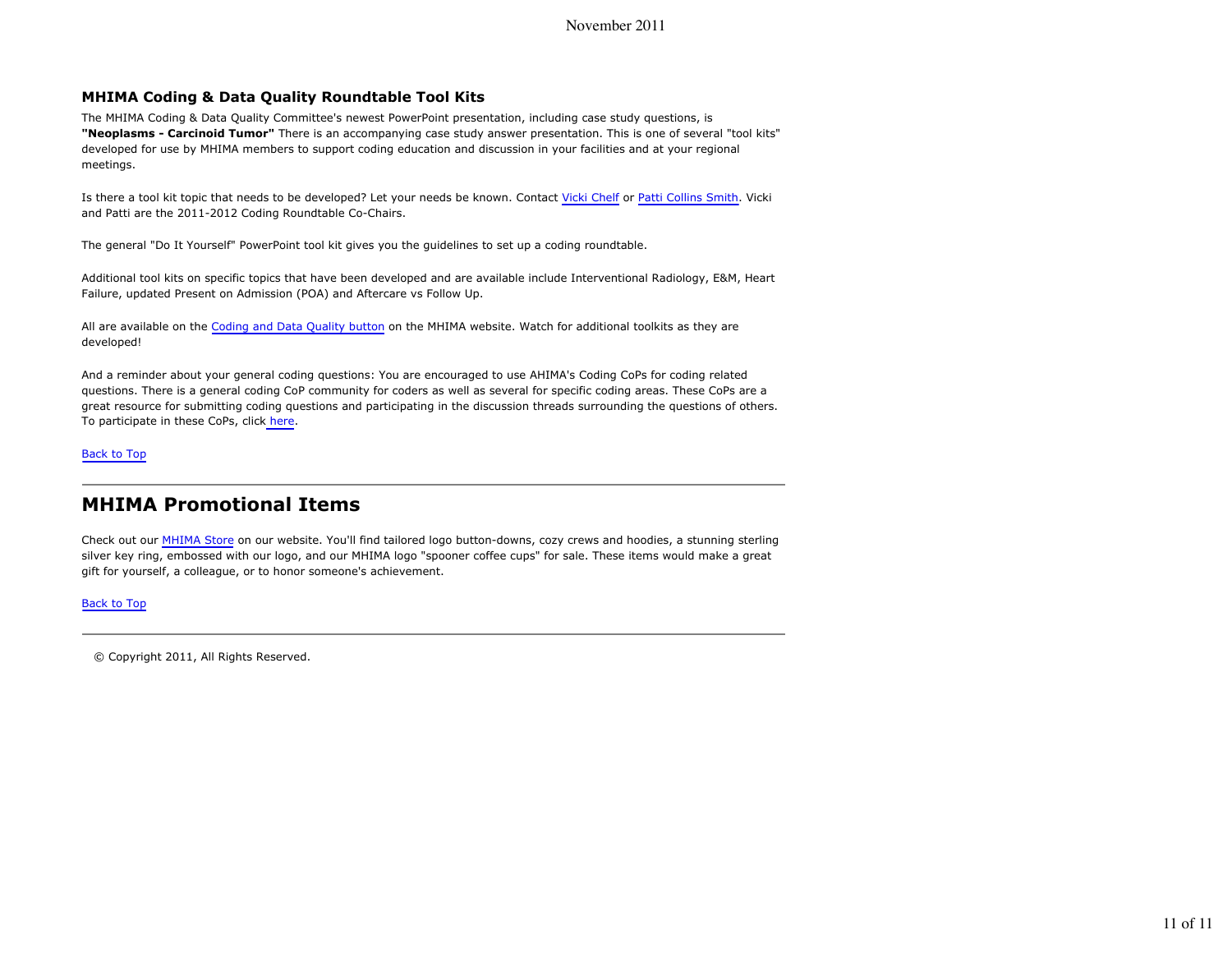### MHIMA Coding & Data Quality Roundtable Tool Kits

The MHIMA Coding & Data Quality Committee's newest PowerPoint presentation, including case study questions, is **"Neoplasms - Carcinoid Tumor"** There is an accompanying case study answer presentation. This is one of several "tool kits" developed for use by MHIMA members to support coding education and discussion in your facilities and at your regional meetings.

Is there a tool kit topic that needs to be developed? Let your needs be known. Contact Vicki Chelf or Patti Collins Smith. Vicki and Patti are the 2011-2012 Coding Roundtable Co-Chairs.

The general "Do It Yourself" PowerPoint tool kit gives you the guidelines to set up a coding roundtable.

Additional tool kits on specific topics that have been developed and are available include Interventional Radiology, E&M, Heart Failure, updated Present on Admission (POA) and Aftercare vs Follow Up.

All are available on the Coding and Data Quality button on the MHIMA website. Watch for additional toolkits as they are developed!

And a reminder about your general coding questions: You are encouraged to use AHIMA's Coding CoPs for coding related questions. There is a general coding CoP community for coders as well as several for specific coding areas. These CoPs are a great resource for submitting coding questions and participating in the discussion threads surrounding the questions of others. To participate in these CoPs, click here.

Back to Top

---

## MHIMA Promotional Items

Check out our MHIMA Store on our website. You'll find tailored logo button-downs, cozy crews and hoodies, a stunning sterling silver key ring, embossed with our logo, and our MHIMA logo "spooner coffee cups" for sale. These items would make a great gift for yourself, a colleague, or to honor someone's achievement.

Back to Top

---

© Copyright 2011, All Rights Reserved.